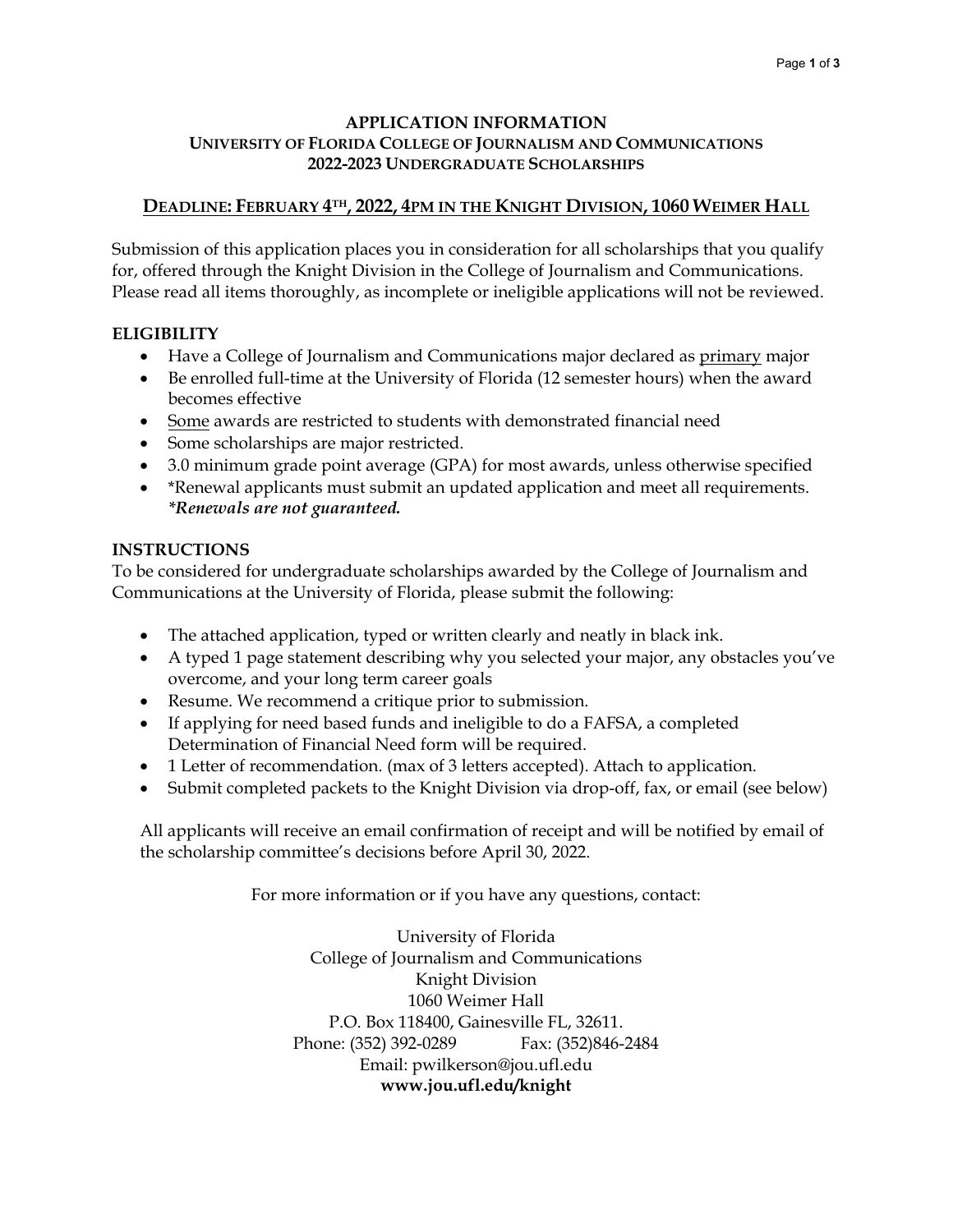# APPLICATION INFORMATION
## UNIVERSITY OF FLORIDA COLLEGE OF JOURNALISM AND COMMUNICATIONS
## 2022-2023 UNDERGRADUATE SCHOLARSHIPS

**DEADLINE: FEBRUARY 4TH, 2022, 4PM IN THE KNIGHT DIVISION, 1060 WEIMER HALL**

Submission of this application places you in consideration for all scholarships that you qualify for, offered through the Knight Division in the College of Journalism and Communications. Please read all items thoroughly, as incomplete or ineligible applications will not be reviewed.

### ELIGIBILITY

- Have a College of Journalism and Communications major declared as primary major
- Be enrolled full-time at the University of Florida (12 semester hours) when the award becomes effective
- Some awards are restricted to students with demonstrated financial need
- Some scholarships are major restricted.
- 3.0 minimum grade point average (GPA) for most awards, unless otherwise specified
- *Renewal applicants must submit an updated application and meet all requirements. ***Renewals are not guaranteed.***

### INSTRUCTIONS

To be considered for undergraduate scholarships awarded by the College of Journalism and Communications at the University of Florida, please submit the following:

- The attached application, typed or written clearly and neatly in black ink.
- A typed 1 page statement describing why you selected your major, any obstacles you've overcome, and your long term career goals
- Resume. We recommend a critique prior to submission.
- If applying for need based funds and ineligible to do a FAFSA, a completed Determination of Financial Need form will be required.
- 1 Letter of recommendation. (max of 3 letters accepted). Attach to application.
- Submit completed packets to the Knight Division via drop-off, fax, or email (see below)

All applicants will receive an email confirmation of receipt and will be notified by email of the scholarship committee's decisions before April 30, 2022.

For more information or if you have any questions, contact:

University of Florida
College of Journalism and Communications
Knight Division
1060 Weimer Hall
P.O. Box 118400, Gainesville FL, 32611.
Phone: (352) 392-0289 Fax: (352)846-2484
Email: pwilkerson@jou.ufl.edu
**www.jou.ufl.edu/knight**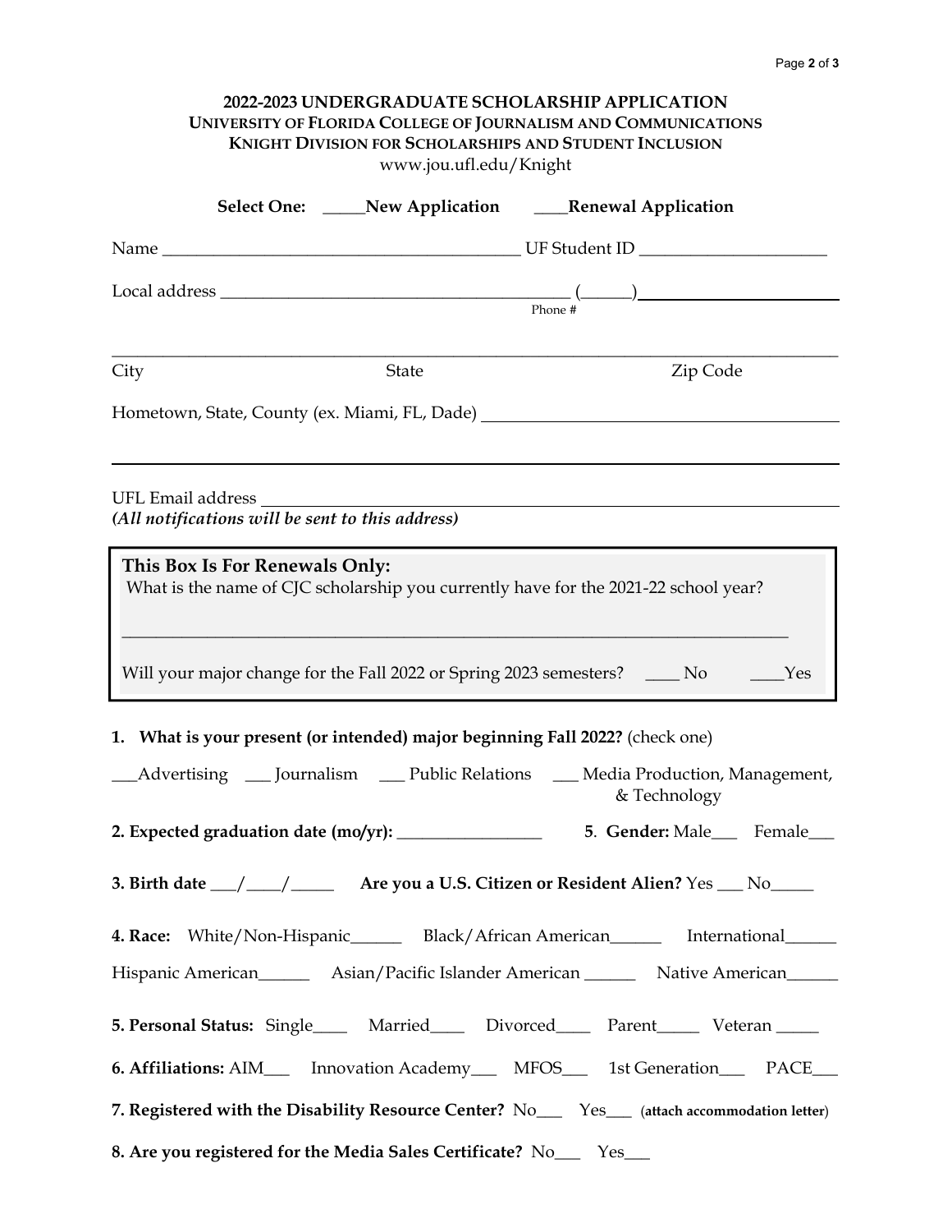**2022-2023 UNDERGRADUATE SCHOLARSHIP APPLICATION**
**UNIVERSITY OF FLORIDA COLLEGE OF JOURNALISM AND COMMUNICATIONS**
**KNIGHT DIVISION FOR SCHOLARSHIPS AND STUDENT INCLUSION**
www.jou.ufl.edu/Knight

**Select One:** _____**New Application** ____**Renewal Application**

Name __________________________________________ UF Student ID ______________________

Local address _________________________________________ (______)_______________________
Phone #

_________________________________________________________________________________
City State Zip Code

Hometown, State, County (ex. Miami, FL, Dade) ________________________________________

_________________________________________________________________________________

UFL Email address _____________________________________________________________
***(All notifications will be sent to this address)***

**This Box Is For Renewals Only:**
What is the name of CJC scholarship you currently have for the 2021-22 school year?

_________________________________________________________________________________

Will your major change for the Fall 2022 or Spring 2023 semesters? ____ No ____Yes

**1. What is your present (or intended) major beginning Fall 2022?** (check one)

___Advertising ___ Journalism ___ Public Relations ___ Media Production, Management, & Technology

**2. Expected graduation date (mo/yr):** _________________ **5. Gender:** Male___ Female___

**3. Birth date** ___/____/_____ **Are you a U.S. Citizen or Resident Alien?** Yes ___ No_____

**4. Race:** White/Non-Hispanic______ Black/African American______ International______

Hispanic American______ Asian/Pacific Islander American ______ Native American______

**5. Personal Status:** Single____ Married____ Divorced____ Parent_____ Veteran _____

**6. Affiliations:** AIM___ Innovation Academy___ MFOS___ 1st Generation___ PACE___

**7. Registered with the Disability Resource Center?** No___ Yes___ (**attach accommodation letter**)

**8. Are you registered for the Media Sales Certificate?** No___ Yes___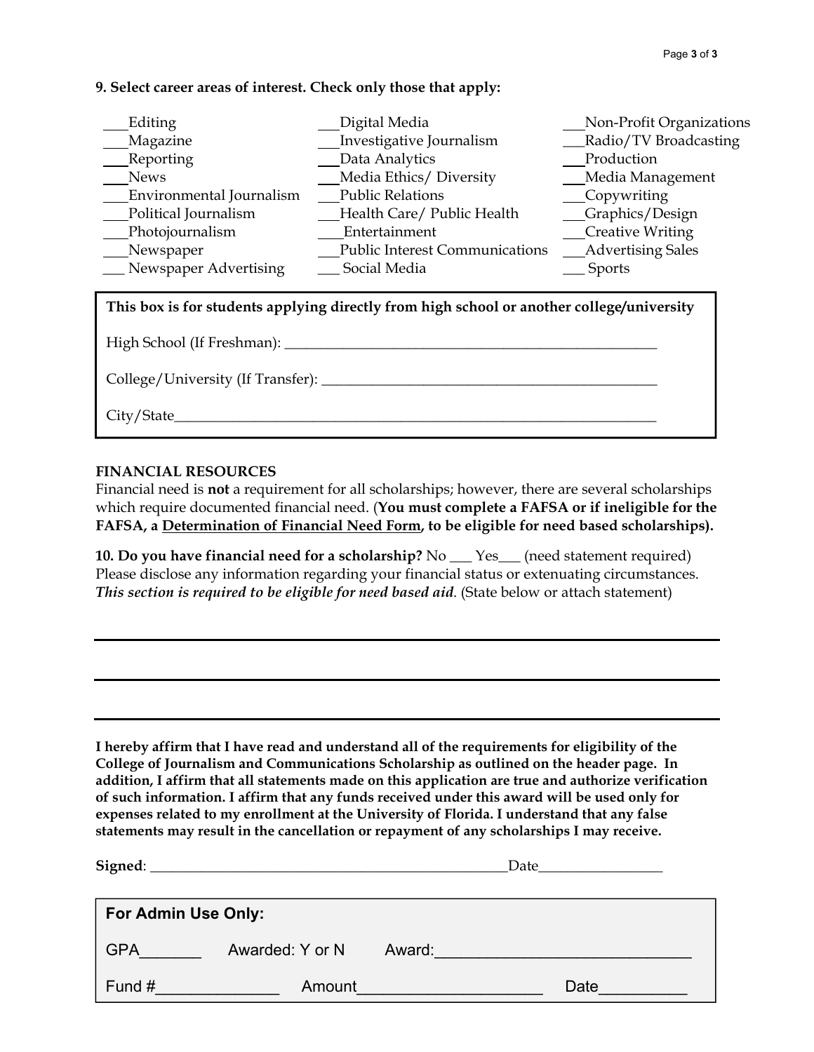**9. Select career areas of interest. Check only those that apply:**

| | | |
|---|---|---|
| ___Editing | ___Digital Media | ___Non-Profit Organizations |
| ___Magazine | ___Investigative Journalism | ___Radio/TV Broadcasting |
| ___Reporting | ___Data Analytics | ___Production |
| ___News | ___Media Ethics/ Diversity | ___Media Management |
| ___Environmental Journalism | ___Public Relations | ___Copywriting |
| ___Political Journalism | ___Health Care/ Public Health | ___Graphics/Design |
| ___Photojournalism | ___Entertainment | ___Creative Writing |
| ___Newspaper | ___Public Interest Communications | ___Advertising Sales |
| ___ Newspaper Advertising | ___ Social Media | ___ Sports |

**This box is for students applying directly from high school or another college/university**

High School (If Freshman): ____________________________________________________

College/University (If Transfer): _______________________________________________

City/State_____________________________________________________________________

**FINANCIAL RESOURCES**

Financial need is **not** a requirement for all scholarships; however, there are several scholarships which require documented financial need. (**You must complete a FAFSA or if ineligible for the FAFSA, a <u>Determination of Financial Need Form</u>, to be eligible for need based scholarships).**

**10. Do you have financial need for a scholarship?** No ___ Yes___ (need statement required) Please disclose any information regarding your financial status or extenuating circumstances. ***This section is required to be eligible for need based aid**.* (State below or attach statement)

______________________________________________________________________________

______________________________________________________________________________

______________________________________________________________________________

**I hereby affirm that I have read and understand all of the requirements for eligibility of the College of Journalism and Communications Scholarship as outlined on the header page. In addition, I affirm that all statements made on this application are true and authorize verification of such information. I affirm that any funds received under this award will be used only for expenses related to my enrollment at the University of Florida. I understand that any false statements may result in the cancellation or repayment of any scholarships I may receive.**

**Signed**: ____________________________________________________Date_________________

**For Admin Use Only:**

GPA_______ Awarded: Y or N Award:_____________________________

Fund #______________ Amount_____________________ Date__________